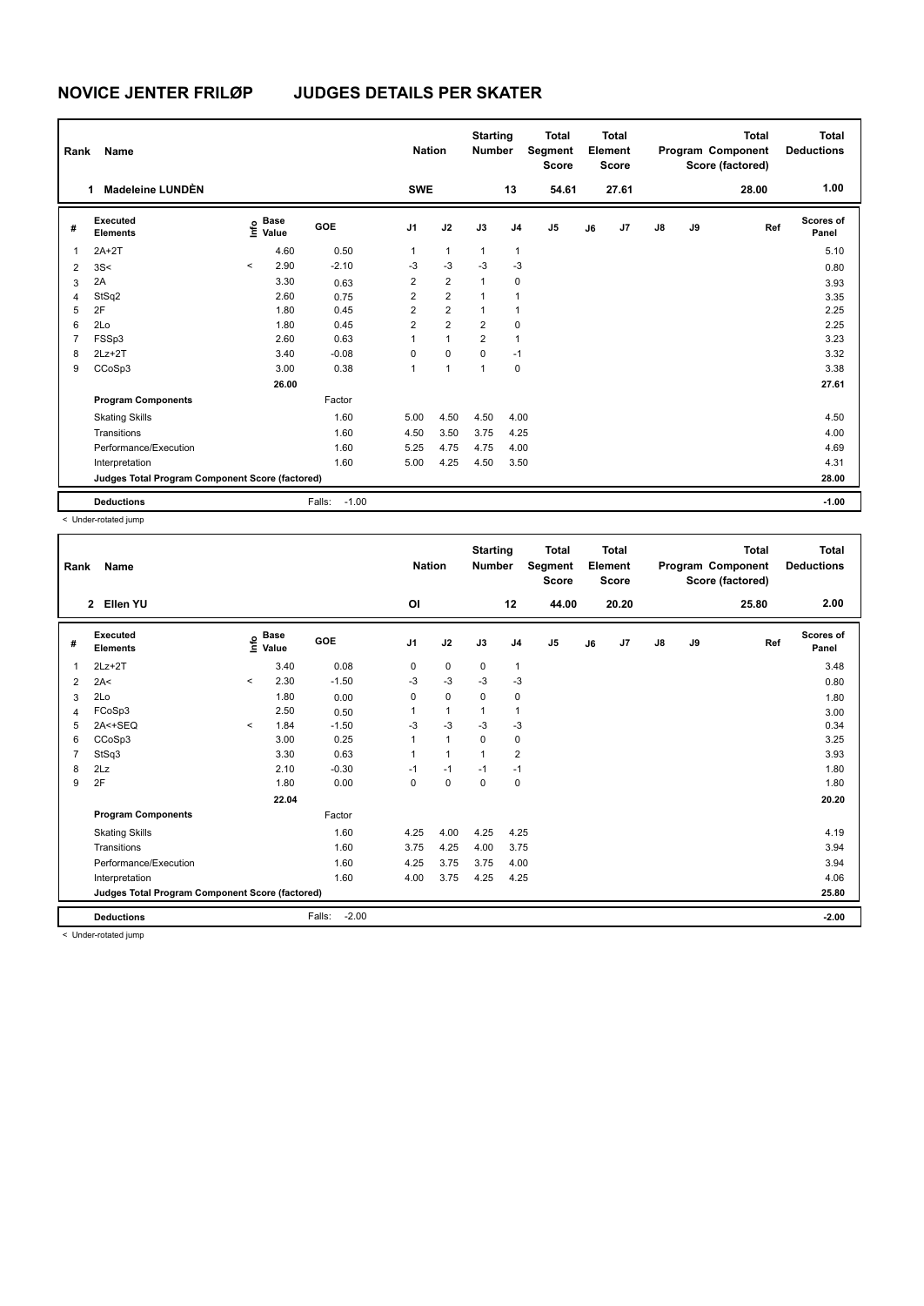# NOVICE JENTER FRILØP JUDGES DETAILS PER SKATER

| Rank | Name | Nation | Starting Number | Total Segment Score | Total Element Score | Total Program Component Score (factored) | Total Deductions |
|---|---|---|---|---|---|---|---|
| 1 | Madeleine LUNDÈN | SWE | 13 | 54.61 | 27.61 | 28.00 | 1.00 |

| # | Executed Elements | Info | Base Value | GOE | J1 | J2 | J3 | J4 | J5 | J6 | J7 | J8 | J9 | Ref | Scores of Panel |
|---|---|---|---|---|---|---|---|---|---|---|---|---|---|---|---|
| 1 | 2A+2T | | 4.60 | 0.50 | 1 | 1 | 1 | 1 | | | | | | | 5.10 |
| 2 | 3S< | < | 2.90 | -2.10 | -3 | -3 | -3 | -3 | | | | | | | 0.80 |
| 3 | 2A | | 3.30 | 0.63 | 2 | 2 | 1 | 0 | | | | | | | 3.93 |
| 4 | StSq2 | | 2.60 | 0.75 | 2 | 2 | 1 | 1 | | | | | | | 3.35 |
| 5 | 2F | | 1.80 | 0.45 | 2 | 2 | 1 | 1 | | | | | | | 2.25 |
| 6 | 2Lo | | 1.80 | 0.45 | 2 | 2 | 2 | 0 | | | | | | | 2.25 |
| 7 | FSSp3 | | 2.60 | 0.63 | 1 | 1 | 2 | 1 | | | | | | | 3.23 |
| 8 | 2Lz+2T | | 3.40 | -0.08 | 0 | 0 | 0 | -1 | | | | | | | 3.32 |
| 9 | CCoSp3 | | 3.00 | 0.38 | 1 | 1 | 1 | 0 | | | | | | | 3.38 |
| | | | 26.00 | | | | | | | | | | | | 27.61 |
| | **Program Components** | | | Factor | | | | | | | | | | | |
| | Skating Skills | | | 1.60 | 5.00 | 4.50 | 4.50 | 4.00 | | | | | | | 4.50 |
| | Transitions | | | 1.60 | 4.50 | 3.50 | 3.75 | 4.25 | | | | | | | 4.00 |
| | Performance/Execution | | | 1.60 | 5.25 | 4.75 | 4.75 | 4.00 | | | | | | | 4.69 |
| | Interpretation | | | 1.60 | 5.00 | 4.25 | 4.50 | 3.50 | | | | | | | 4.31 |
| | **Judges Total Program Component Score (factored)** | | | | | | | | | | | | | | 28.00 |
| | **Deductions** | | | Falls: -1.00 | | | | | | | | | | | -1.00 |

< Under-rotated jump

| Rank | Name | Nation | Starting Number | Total Segment Score | Total Element Score | Total Program Component Score (factored) | Total Deductions |
|---|---|---|---|---|---|---|---|
| 2 | Ellen YU | OI | 12 | 44.00 | 20.20 | 25.80 | 2.00 |

| # | Executed Elements | Info | Base Value | GOE | J1 | J2 | J3 | J4 | J5 | J6 | J7 | J8 | J9 | Ref | Scores of Panel |
|---|---|---|---|---|---|---|---|---|---|---|---|---|---|---|---|
| 1 | 2Lz+2T | | 3.40 | 0.08 | 0 | 0 | 0 | 1 | | | | | | | 3.48 |
| 2 | 2A< | < | 2.30 | -1.50 | -3 | -3 | -3 | -3 | | | | | | | 0.80 |
| 3 | 2Lo | | 1.80 | 0.00 | 0 | 0 | 0 | 0 | | | | | | | 1.80 |
| 4 | FCoSp3 | | 2.50 | 0.50 | 1 | 1 | 1 | 1 | | | | | | | 3.00 |
| 5 | 2A<+SEQ | < | 1.84 | -1.50 | -3 | -3 | -3 | -3 | | | | | | | 0.34 |
| 6 | CCoSp3 | | 3.00 | 0.25 | 1 | 1 | 0 | 0 | | | | | | | 3.25 |
| 7 | StSq3 | | 3.30 | 0.63 | 1 | 1 | 1 | 2 | | | | | | | 3.93 |
| 8 | 2Lz | | 2.10 | -0.30 | -1 | -1 | -1 | -1 | | | | | | | 1.80 |
| 9 | 2F | | 1.80 | 0.00 | 0 | 0 | 0 | 0 | | | | | | | 1.80 |
| | | | 22.04 | | | | | | | | | | | | 20.20 |
| | **Program Components** | | | Factor | | | | | | | | | | | |
| | Skating Skills | | | 1.60 | 4.25 | 4.00 | 4.25 | 4.25 | | | | | | | 4.19 |
| | Transitions | | | 1.60 | 3.75 | 4.25 | 4.00 | 3.75 | | | | | | | 3.94 |
| | Performance/Execution | | | 1.60 | 4.25 | 3.75 | 3.75 | 4.00 | | | | | | | 3.94 |
| | Interpretation | | | 1.60 | 4.00 | 3.75 | 4.25 | 4.25 | | | | | | | 4.06 |
| | **Judges Total Program Component Score (factored)** | | | | | | | | | | | | | | 25.80 |
| | **Deductions** | | | Falls: -2.00 | | | | | | | | | | | -2.00 |

< Under-rotated jump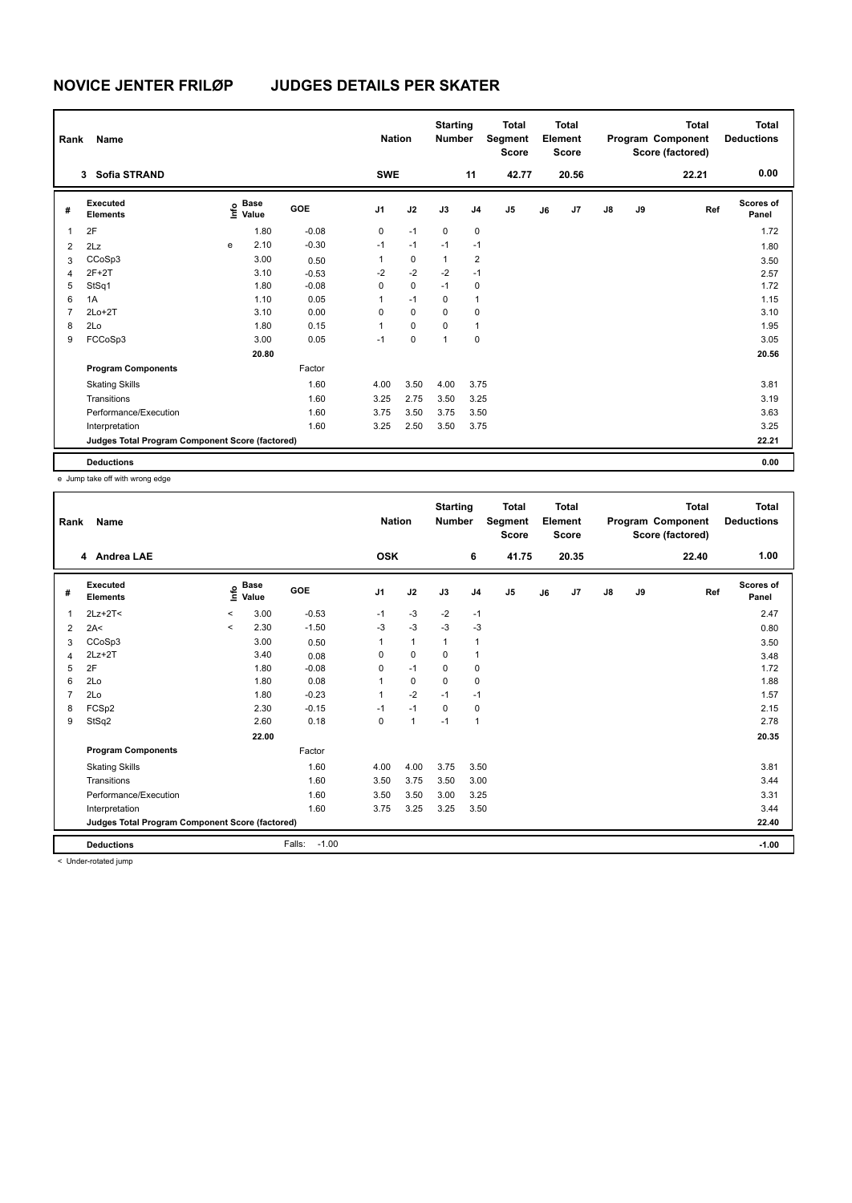# NOVICE JENTER FRILØP JUDGES DETAILS PER SKATER

| Rank | Name | Nation | Starting Number | Total Segment Score | Total Element Score | Total Program Component Score (factored) | Total Deductions |
|---|---|---|---|---|---|---|---|
| 3 | Sofia STRAND | SWE | 11 | 42.77 | 20.56 | 22.21 | 0.00 |

| # | Executed Elements | Info | Base Value | GOE | J1 | J2 | J3 | J4 | J5 | J6 | J7 | J8 | J9 | Ref | Scores of Panel |
|---|---|---|---|---|---|---|---|---|---|---|---|---|---|---|---|
| 1 | 2F | | 1.80 | -0.08 | 0 | -1 | 0 | 0 | | | | | | | 1.72 |
| 2 | 2Lz | e | 2.10 | -0.30 | -1 | -1 | -1 | -1 | | | | | | | 1.80 |
| 3 | CCoSp3 | | 3.00 | 0.50 | 1 | 0 | 1 | 2 | | | | | | | 3.50 |
| 4 | 2F+2T | | 3.10 | -0.53 | -2 | -2 | -2 | -1 | | | | | | | 2.57 |
| 5 | StSq1 | | 1.80 | -0.08 | 0 | 0 | -1 | 0 | | | | | | | 1.72 |
| 6 | 1A | | 1.10 | 0.05 | 1 | -1 | 0 | 1 | | | | | | | 1.15 |
| 7 | 2Lo+2T | | 3.10 | 0.00 | 0 | 0 | 0 | 0 | | | | | | | 3.10 |
| 8 | 2Lo | | 1.80 | 0.15 | 1 | 0 | 0 | 1 | | | | | | | 1.95 |
| 9 | FCCoSp3 | | 3.00 | 0.05 | -1 | 0 | 1 | 0 | | | | | | | 3.05 |
| | | | 20.80 | | | | | | | | | | | | 20.56 |
| | **Program Components** | | | Factor | | | | | | | | | | | |
| | Skating Skills | | | 1.60 | 4.00 | 3.50 | 4.00 | 3.75 | | | | | | | 3.81 |
| | Transitions | | | 1.60 | 3.25 | 2.75 | 3.50 | 3.25 | | | | | | | 3.19 |
| | Performance/Execution | | | 1.60 | 3.75 | 3.50 | 3.75 | 3.50 | | | | | | | 3.63 |
| | Interpretation | | | 1.60 | 3.25 | 2.50 | 3.50 | 3.75 | | | | | | | 3.25 |
| | **Judges Total Program Component Score (factored)** | | | | | | | | | | | | | | 22.21 |
| | **Deductions** | | | | | | | | | | | | | | 0.00 |

e Jump take off with wrong edge

| Rank | Name | Nation | Starting Number | Total Segment Score | Total Element Score | Total Program Component Score (factored) | Total Deductions |
|---|---|---|---|---|---|---|---|
| 4 | Andrea LAE | OSK | 6 | 41.75 | 20.35 | 22.40 | 1.00 |

| # | Executed Elements | Info | Base Value | GOE | J1 | J2 | J3 | J4 | J5 | J6 | J7 | J8 | J9 | Ref | Scores of Panel |
|---|---|---|---|---|---|---|---|---|---|---|---|---|---|---|---|
| 1 | 2Lz+2T< | < | 3.00 | -0.53 | -1 | -3 | -2 | -1 | | | | | | | 2.47 |
| 2 | 2A< | < | 2.30 | -1.50 | -3 | -3 | -3 | -3 | | | | | | | 0.80 |
| 3 | CCoSp3 | | 3.00 | 0.50 | 1 | 1 | 1 | 1 | | | | | | | 3.50 |
| 4 | 2Lz+2T | | 3.40 | 0.08 | 0 | 0 | 0 | 1 | | | | | | | 3.48 |
| 5 | 2F | | 1.80 | -0.08 | 0 | -1 | 0 | 0 | | | | | | | 1.72 |
| 6 | 2Lo | | 1.80 | 0.08 | 1 | 0 | 0 | 0 | | | | | | | 1.88 |
| 7 | 2Lo | | 1.80 | -0.23 | 1 | -2 | -1 | -1 | | | | | | | 1.57 |
| 8 | FCSp2 | | 2.30 | -0.15 | -1 | -1 | 0 | 0 | | | | | | | 2.15 |
| 9 | StSq2 | | 2.60 | 0.18 | 0 | 1 | -1 | 1 | | | | | | | 2.78 |
| | | | 22.00 | | | | | | | | | | | | 20.35 |
| | **Program Components** | | | Factor | | | | | | | | | | | |
| | Skating Skills | | | 1.60 | 4.00 | 4.00 | 3.75 | 3.50 | | | | | | | 3.81 |
| | Transitions | | | 1.60 | 3.50 | 3.75 | 3.50 | 3.00 | | | | | | | 3.44 |
| | Performance/Execution | | | 1.60 | 3.50 | 3.50 | 3.00 | 3.25 | | | | | | | 3.31 |
| | Interpretation | | | 1.60 | 3.75 | 3.25 | 3.25 | 3.50 | | | | | | | 3.44 |
| | **Judges Total Program Component Score (factored)** | | | | | | | | | | | | | | 22.40 |
| | **Deductions** | | | Falls: -1.00 | | | | | | | | | | | -1.00 |

< Under-rotated jump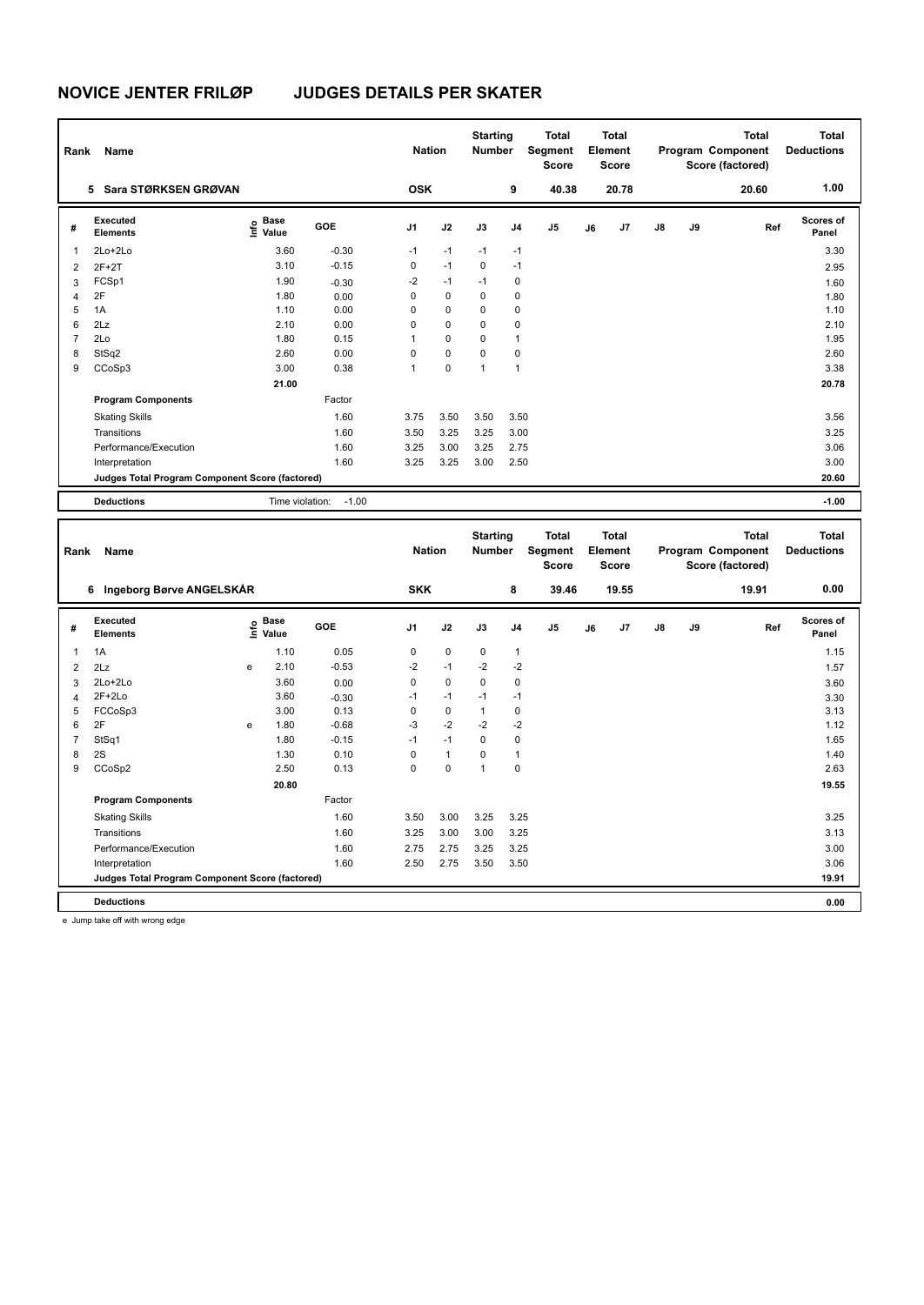# NOVICE JENTER FRILØP JUDGES DETAILS PER SKATER

| Rank | Name | Nation | Starting Number | Total Segment Score | Total Element Score | Total Program Component Score (factored) | Total Deductions |
|---|---|---|---|---|---|---|---|
| 5 | Sara STØRKSEN GRØVAN | OSK | 9 | 40.38 | 20.78 | 20.60 | 1.00 |

| # | Executed Elements | Info | Base Value | GOE | J1 | J2 | J3 | J4 | J5 | J6 | J7 | J8 | J9 | Ref | Scores of Panel |
|---|---|---|---|---|---|---|---|---|---|---|---|---|---|---|---|
| 1 | 2Lo+2Lo | | 3.60 | -0.30 | -1 | -1 | -1 | -1 | | | | | | | 3.30 |
| 2 | 2F+2T | | 3.10 | -0.15 | 0 | -1 | 0 | -1 | | | | | | | 2.95 |
| 3 | FCSp1 | | 1.90 | -0.30 | -2 | -1 | -1 | 0 | | | | | | | 1.60 |
| 4 | 2F | | 1.80 | 0.00 | 0 | 0 | 0 | 0 | | | | | | | 1.80 |
| 5 | 1A | | 1.10 | 0.00 | 0 | 0 | 0 | 0 | | | | | | | 1.10 |
| 6 | 2Lz | | 2.10 | 0.00 | 0 | 0 | 0 | 0 | | | | | | | 2.10 |
| 7 | 2Lo | | 1.80 | 0.15 | 1 | 0 | 0 | 1 | | | | | | | 1.95 |
| 8 | StSq2 | | 2.60 | 0.00 | 0 | 0 | 0 | 0 | | | | | | | 2.60 |
| 9 | CCoSp3 | | 3.00 | 0.38 | 1 | 0 | 1 | 1 | | | | | | | 3.38 |
| | | | 21.00 | | | | | | | | | | | | 20.78 |
| | **Program Components** | | | Factor | | | | | | | | | | | |
| | Skating Skills | | | 1.60 | 3.75 | 3.50 | 3.50 | 3.50 | | | | | | | 3.56 |
| | Transitions | | | 1.60 | 3.50 | 3.25 | 3.25 | 3.00 | | | | | | | 3.25 |
| | Performance/Execution | | | 1.60 | 3.25 | 3.00 | 3.25 | 2.75 | | | | | | | 3.06 |
| | Interpretation | | | 1.60 | 3.25 | 3.25 | 3.00 | 2.50 | | | | | | | 3.00 |
| | **Judges Total Program Component Score (factored)** | | | | | | | | | | | | | | 20.60 |
| | **Deductions** | | Time violation: | -1.00 | | | | | | | | | | | -1.00 |

| Rank | Name | Nation | Starting Number | Total Segment Score | Total Element Score | Total Program Component Score (factored) | Total Deductions |
|---|---|---|---|---|---|---|---|
| 6 | Ingeborg Børve ANGELSKÅR | SKK | 8 | 39.46 | 19.55 | 19.91 | 0.00 |

| # | Executed Elements | Info | Base Value | GOE | J1 | J2 | J3 | J4 | J5 | J6 | J7 | J8 | J9 | Ref | Scores of Panel |
|---|---|---|---|---|---|---|---|---|---|---|---|---|---|---|---|
| 1 | 1A | | 1.10 | 0.05 | 0 | 0 | 0 | 1 | | | | | | | 1.15 |
| 2 | 2Lz | e | 2.10 | -0.53 | -2 | -1 | -2 | -2 | | | | | | | 1.57 |
| 3 | 2Lo+2Lo | | 3.60 | 0.00 | 0 | 0 | 0 | 0 | | | | | | | 3.60 |
| 4 | 2F+2Lo | | 3.60 | -0.30 | -1 | -1 | -1 | -1 | | | | | | | 3.30 |
| 5 | FCCoSp3 | | 3.00 | 0.13 | 0 | 0 | 1 | 0 | | | | | | | 3.13 |
| 6 | 2F | e | 1.80 | -0.68 | -3 | -2 | -2 | -2 | | | | | | | 1.12 |
| 7 | StSq1 | | 1.80 | -0.15 | -1 | -1 | 0 | 0 | | | | | | | 1.65 |
| 8 | 2S | | 1.30 | 0.10 | 0 | 1 | 0 | 1 | | | | | | | 1.40 |
| 9 | CCoSp2 | | 2.50 | 0.13 | 0 | 0 | 1 | 0 | | | | | | | 2.63 |
| | | | 20.80 | | | | | | | | | | | | 19.55 |
| | **Program Components** | | | Factor | | | | | | | | | | | |
| | Skating Skills | | | 1.60 | 3.50 | 3.00 | 3.25 | 3.25 | | | | | | | 3.25 |
| | Transitions | | | 1.60 | 3.25 | 3.00 | 3.00 | 3.25 | | | | | | | 3.13 |
| | Performance/Execution | | | 1.60 | 2.75 | 2.75 | 3.25 | 3.25 | | | | | | | 3.00 |
| | Interpretation | | | 1.60 | 2.50 | 2.75 | 3.50 | 3.50 | | | | | | | 3.06 |
| | **Judges Total Program Component Score (factored)** | | | | | | | | | | | | | | 19.91 |
| | **Deductions** | | | | | | | | | | | | | | 0.00 |

e Jump take off with wrong edge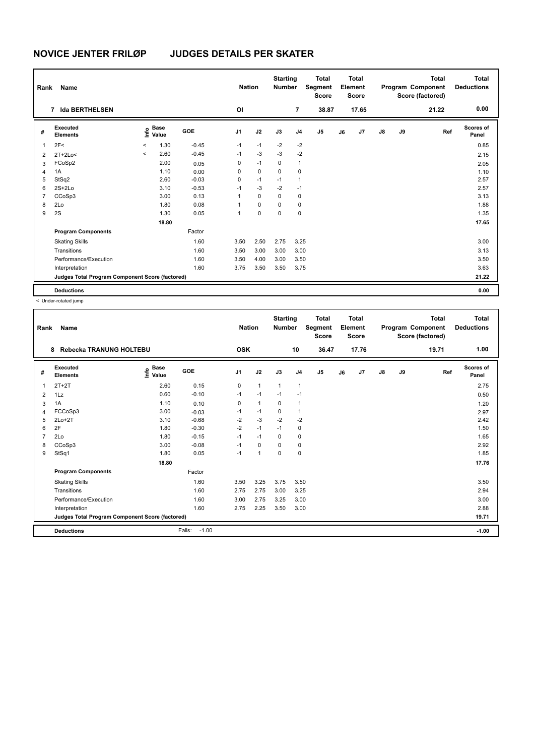# NOVICE JENTER FRILØP JUDGES DETAILS PER SKATER

| Rank | Name | Nation | Starting Number | Total Segment Score | Total Element Score | Total Program Component Score (factored) | Total Deductions |
|---|---|---|---|---|---|---|---|
| 7 | Ida BERTHELSEN | OI | 7 | 38.87 | 17.65 | 21.22 | 0.00 |

| # | Executed Elements | Info | Base Value | GOE | J1 | J2 | J3 | J4 | J5 | J6 | J7 | J8 | J9 | Ref | Scores of Panel |
|---|---|---|---|---|---|---|---|---|---|---|---|---|---|---|---|
| 1 | 2F< | < | 1.30 | -0.45 | -1 | -1 | -2 | -2 | | | | | | | 0.85 |
| 2 | 2T+2Lo< | < | 2.60 | -0.45 | -1 | -3 | -3 | -2 | | | | | | | 2.15 |
| 3 | FCoSp2 | | 2.00 | 0.05 | 0 | -1 | 0 | 1 | | | | | | | 2.05 |
| 4 | 1A | | 1.10 | 0.00 | 0 | 0 | 0 | 0 | | | | | | | 1.10 |
| 5 | StSq2 | | 2.60 | -0.03 | 0 | -1 | -1 | 1 | | | | | | | 2.57 |
| 6 | 2S+2Lo | | 3.10 | -0.53 | -1 | -3 | -2 | -1 | | | | | | | 2.57 |
| 7 | CCoSp3 | | 3.00 | 0.13 | 1 | 0 | 0 | 0 | | | | | | | 3.13 |
| 8 | 2Lo | | 1.80 | 0.08 | 1 | 0 | 0 | 0 | | | | | | | 1.88 |
| 9 | 2S | | 1.30 | 0.05 | 1 | 0 | 0 | 0 | | | | | | | 1.35 |
| | | | 18.80 | | | | | | | | | | | | 17.65 |
| | **Program Components** | | | Factor | | | | | | | | | | | |
| | Skating Skills | | | 1.60 | 3.50 | 2.50 | 2.75 | 3.25 | | | | | | | 3.00 |
| | Transitions | | | 1.60 | 3.50 | 3.00 | 3.00 | 3.00 | | | | | | | 3.13 |
| | Performance/Execution | | | 1.60 | 3.50 | 4.00 | 3.00 | 3.50 | | | | | | | 3.50 |
| | Interpretation | | | 1.60 | 3.75 | 3.50 | 3.50 | 3.75 | | | | | | | 3.63 |
| | Judges Total Program Component Score (factored) | | | | | | | | | | | | | | 21.22 |
| | **Deductions** | | | | | | | | | | | | | | 0.00 |

< Under-rotated jump

| Rank | Name | Nation | Starting Number | Total Segment Score | Total Element Score | Total Program Component Score (factored) | Total Deductions |
|---|---|---|---|---|---|---|---|
| 8 | Rebecka TRANUNG HOLTEBU | OSK | 10 | 36.47 | 17.76 | 19.71 | 1.00 |

| # | Executed Elements | Info | Base Value | GOE | J1 | J2 | J3 | J4 | J5 | J6 | J7 | J8 | J9 | Ref | Scores of Panel |
|---|---|---|---|---|---|---|---|---|---|---|---|---|---|---|---|
| 1 | 2T+2T | | 2.60 | 0.15 | 0 | 1 | 1 | 1 | | | | | | | 2.75 |
| 2 | 1Lz | | 0.60 | -0.10 | -1 | -1 | -1 | -1 | | | | | | | 0.50 |
| 3 | 1A | | 1.10 | 0.10 | 0 | 1 | 0 | 1 | | | | | | | 1.20 |
| 4 | FCCoSp3 | | 3.00 | -0.03 | -1 | -1 | 0 | 1 | | | | | | | 2.97 |
| 5 | 2Lo+2T | | 3.10 | -0.68 | -2 | -3 | -2 | -2 | | | | | | | 2.42 |
| 6 | 2F | | 1.80 | -0.30 | -2 | -1 | -1 | 0 | | | | | | | 1.50 |
| 7 | 2Lo | | 1.80 | -0.15 | -1 | -1 | 0 | 0 | | | | | | | 1.65 |
| 8 | CCoSp3 | | 3.00 | -0.08 | -1 | 0 | 0 | 0 | | | | | | | 2.92 |
| 9 | StSq1 | | 1.80 | 0.05 | -1 | 1 | 0 | 0 | | | | | | | 1.85 |
| | | | 18.80 | | | | | | | | | | | | 17.76 |
| | **Program Components** | | | Factor | | | | | | | | | | | |
| | Skating Skills | | | 1.60 | 3.50 | 3.25 | 3.75 | 3.50 | | | | | | | 3.50 |
| | Transitions | | | 1.60 | 2.75 | 2.75 | 3.00 | 3.25 | | | | | | | 2.94 |
| | Performance/Execution | | | 1.60 | 3.00 | 2.75 | 3.25 | 3.00 | | | | | | | 3.00 |
| | Interpretation | | | 1.60 | 2.75 | 2.25 | 3.50 | 3.00 | | | | | | | 2.88 |
| | Judges Total Program Component Score (factored) | | | | | | | | | | | | | | 19.71 |
| | **Deductions** | | | Falls: -1.00 | | | | | | | | | | | -1.00 |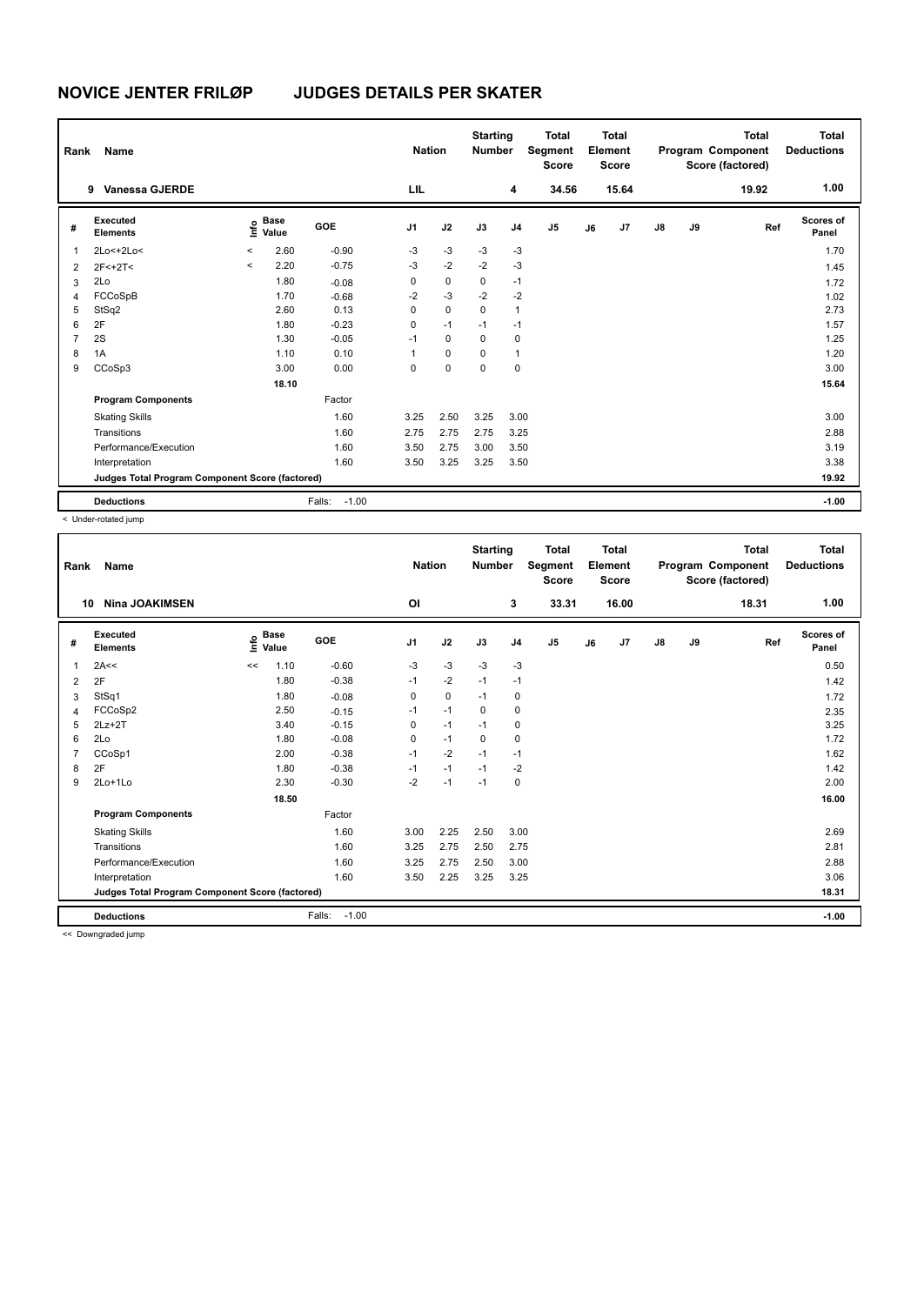# NOVICE JENTER FRILØP JUDGES DETAILS PER SKATER

| Rank | Name | Nation | Starting Number | Total Segment Score | Total Element Score | Total Program Component Score (factored) | Total Deductions |
|---|---|---|---|---|---|---|---|
| 9 | Vanessa GJERDE | LIL | 4 | 34.56 | 15.64 | 19.92 | 1.00 |

| # | Executed Elements | Info | Base Value | GOE | J1 | J2 | J3 | J4 | J5 | J6 | J7 | J8 | J9 | Ref | Scores of Panel |
|---|---|---|---|---|---|---|---|---|---|---|---|---|---|---|---|
| 1 | 2Lo<+2Lo< | < | 2.60 | -0.90 | -3 | -3 | -3 | -3 | | | | | | | 1.70 |
| 2 | 2F<+2T< | < | 2.20 | -0.75 | -3 | -2 | -2 | -3 | | | | | | | 1.45 |
| 3 | 2Lo | | 1.80 | -0.08 | 0 | 0 | 0 | -1 | | | | | | | 1.72 |
| 4 | FCCoSpB | | 1.70 | -0.68 | -2 | -3 | -2 | -2 | | | | | | | 1.02 |
| 5 | StSq2 | | 2.60 | 0.13 | 0 | 0 | 0 | 1 | | | | | | | 2.73 |
| 6 | 2F | | 1.80 | -0.23 | 0 | -1 | -1 | -1 | | | | | | | 1.57 |
| 7 | 2S | | 1.30 | -0.05 | -1 | 0 | 0 | 0 | | | | | | | 1.25 |
| 8 | 1A | | 1.10 | 0.10 | 1 | 0 | 0 | 1 | | | | | | | 1.20 |
| 9 | CCoSp3 | | 3.00 | 0.00 | 0 | 0 | 0 | 0 | | | | | | | 3.00 |
| | | | 18.10 | | | | | | | | | | | | 15.64 |
| | **Program Components** | | | Factor | | | | | | | | | | | |
| | Skating Skills | | | 1.60 | 3.25 | 2.50 | 3.25 | 3.00 | | | | | | | 3.00 |
| | Transitions | | | 1.60 | 2.75 | 2.75 | 2.75 | 3.25 | | | | | | | 2.88 |
| | Performance/Execution | | | 1.60 | 3.50 | 2.75 | 3.00 | 3.50 | | | | | | | 3.19 |
| | Interpretation | | | 1.60 | 3.50 | 3.25 | 3.25 | 3.50 | | | | | | | 3.38 |
| | **Judges Total Program Component Score (factored)** | | | | | | | | | | | | | | 19.92 |
| | **Deductions** | | | Falls: -1.00 | | | | | | | | | | | -1.00 |

< Under-rotated jump

| Rank | Name | Nation | Starting Number | Total Segment Score | Total Element Score | Total Program Component Score (factored) | Total Deductions |
|---|---|---|---|---|---|---|---|
| 10 | Nina JOAKIMSEN | OI | 3 | 33.31 | 16.00 | 18.31 | 1.00 |

| # | Executed Elements | Info | Base Value | GOE | J1 | J2 | J3 | J4 | J5 | J6 | J7 | J8 | J9 | Ref | Scores of Panel |
|---|---|---|---|---|---|---|---|---|---|---|---|---|---|---|---|
| 1 | 2A<< | << | 1.10 | -0.60 | -3 | -3 | -3 | -3 | | | | | | | 0.50 |
| 2 | 2F | | 1.80 | -0.38 | -1 | -2 | -1 | -1 | | | | | | | 1.42 |
| 3 | StSq1 | | 1.80 | -0.08 | 0 | 0 | -1 | 0 | | | | | | | 1.72 |
| 4 | FCCoSp2 | | 2.50 | -0.15 | -1 | -1 | 0 | 0 | | | | | | | 2.35 |
| 5 | 2Lz+2T | | 3.40 | -0.15 | 0 | -1 | -1 | 0 | | | | | | | 3.25 |
| 6 | 2Lo | | 1.80 | -0.08 | 0 | -1 | 0 | 0 | | | | | | | 1.72 |
| 7 | CCoSp1 | | 2.00 | -0.38 | -1 | -2 | -1 | -1 | | | | | | | 1.62 |
| 8 | 2F | | 1.80 | -0.38 | -1 | -1 | -1 | -2 | | | | | | | 1.42 |
| 9 | 2Lo+1Lo | | 2.30 | -0.30 | -2 | -1 | -1 | 0 | | | | | | | 2.00 |
| | | | 18.50 | | | | | | | | | | | | 16.00 |
| | **Program Components** | | | Factor | | | | | | | | | | | |
| | Skating Skills | | | 1.60 | 3.00 | 2.25 | 2.50 | 3.00 | | | | | | | 2.69 |
| | Transitions | | | 1.60 | 3.25 | 2.75 | 2.50 | 2.75 | | | | | | | 2.81 |
| | Performance/Execution | | | 1.60 | 3.25 | 2.75 | 2.50 | 3.00 | | | | | | | 2.88 |
| | Interpretation | | | 1.60 | 3.50 | 2.25 | 3.25 | 3.25 | | | | | | | 3.06 |
| | **Judges Total Program Component Score (factored)** | | | | | | | | | | | | | | 18.31 |
| | **Deductions** | | | Falls: -1.00 | | | | | | | | | | | -1.00 |

<< Downgraded jump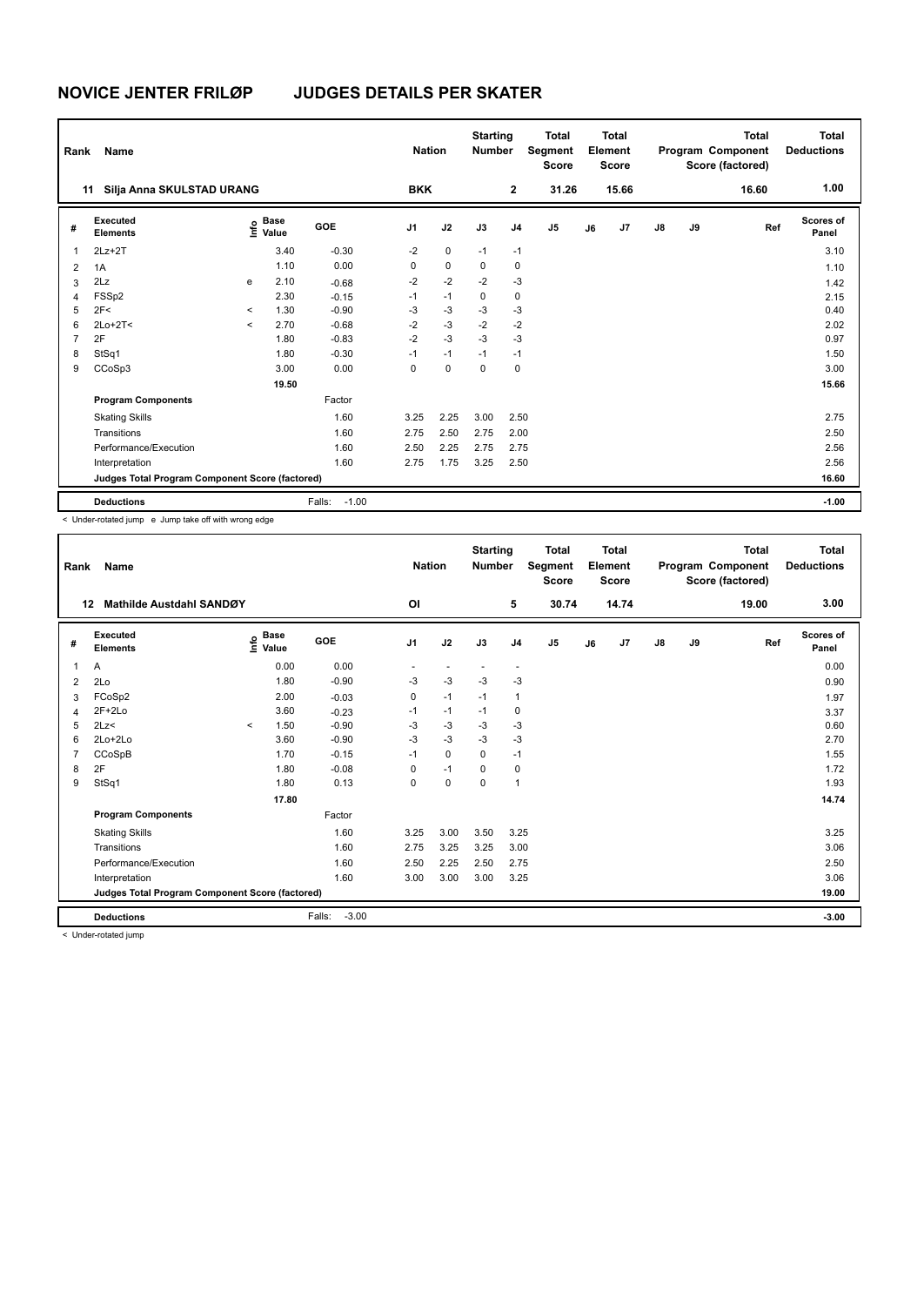# NOVICE JENTER FRILØP JUDGES DETAILS PER SKATER

| Rank | Name | Nation | Starting Number | Total Segment Score | Total Element Score | Total Program Component Score (factored) | Total Deductions |
|---|---|---|---|---|---|---|---|
| 11 | Silja Anna SKULSTAD URANG | BKK | 2 | 31.26 | 15.66 | 16.60 | 1.00 |

| # | Executed Elements | Info | Base Value | GOE | J1 | J2 | J3 | J4 | J5 | J6 | J7 | J8 | J9 | Ref | Scores of Panel |
|---|---|---|---|---|---|---|---|---|---|---|---|---|---|---|---|
| 1 | 2Lz+2T | | 3.40 | -0.30 | -2 | 0 | -1 | -1 | | | | | | | 3.10 |
| 2 | 1A | | 1.10 | 0.00 | 0 | 0 | 0 | 0 | | | | | | | 1.10 |
| 3 | 2Lz | e | 2.10 | -0.68 | -2 | -2 | -2 | -3 | | | | | | | 1.42 |
| 4 | FSSp2 | | 2.30 | -0.15 | -1 | -1 | 0 | 0 | | | | | | | 2.15 |
| 5 | 2F< | < | 1.30 | -0.90 | -3 | -3 | -3 | -3 | | | | | | | 0.40 |
| 6 | 2Lo+2T< | < | 2.70 | -0.68 | -2 | -3 | -2 | -2 | | | | | | | 2.02 |
| 7 | 2F | | 1.80 | -0.83 | -2 | -3 | -3 | -3 | | | | | | | 0.97 |
| 8 | StSq1 | | 1.80 | -0.30 | -1 | -1 | -1 | -1 | | | | | | | 1.50 |
| 9 | CCoSp3 | | 3.00 | 0.00 | 0 | 0 | 0 | 0 | | | | | | | 3.00 |
| | | | 19.50 | | | | | | | | | | | | 15.66 |
| | **Program Components** | | | Factor | | | | | | | | | | | |
| | Skating Skills | | | 1.60 | 3.25 | 2.25 | 3.00 | 2.50 | | | | | | | 2.75 |
| | Transitions | | | 1.60 | 2.75 | 2.50 | 2.75 | 2.00 | | | | | | | 2.50 |
| | Performance/Execution | | | 1.60 | 2.50 | 2.25 | 2.75 | 2.75 | | | | | | | 2.56 |
| | Interpretation | | | 1.60 | 2.75 | 1.75 | 3.25 | 2.50 | | | | | | | 2.56 |
| | Judges Total Program Component Score (factored) | | | | | | | | | | | | | | 16.60 |
| | **Deductions** | | | Falls: -1.00 | | | | | | | | | | | -1.00 |

< Under-rotated jump e Jump take off with wrong edge

| Rank | Name | Nation | Starting Number | Total Segment Score | Total Element Score | Total Program Component Score (factored) | Total Deductions |
|---|---|---|---|---|---|---|---|
| 12 | Mathilde Austdahl SANDØY | OI | 5 | 30.74 | 14.74 | 19.00 | 3.00 |

| # | Executed Elements | Info | Base Value | GOE | J1 | J2 | J3 | J4 | J5 | J6 | J7 | J8 | J9 | Ref | Scores of Panel |
|---|---|---|---|---|---|---|---|---|---|---|---|---|---|---|---|
| 1 | A | | 0.00 | 0.00 | - | - | - | - | | | | | | | 0.00 |
| 2 | 2Lo | | 1.80 | -0.90 | -3 | -3 | -3 | -3 | | | | | | | 0.90 |
| 3 | FCoSp2 | | 2.00 | -0.03 | 0 | -1 | -1 | 1 | | | | | | | 1.97 |
| 4 | 2F+2Lo | | 3.60 | -0.23 | -1 | -1 | -1 | 0 | | | | | | | 3.37 |
| 5 | 2Lz< | < | 1.50 | -0.90 | -3 | -3 | -3 | -3 | | | | | | | 0.60 |
| 6 | 2Lo+2Lo | | 3.60 | -0.90 | -3 | -3 | -3 | -3 | | | | | | | 2.70 |
| 7 | CCoSpB | | 1.70 | -0.15 | -1 | 0 | 0 | -1 | | | | | | | 1.55 |
| 8 | 2F | | 1.80 | -0.08 | 0 | -1 | 0 | 0 | | | | | | | 1.72 |
| 9 | StSq1 | | 1.80 | 0.13 | 0 | 0 | 0 | 1 | | | | | | | 1.93 |
| | | | 17.80 | | | | | | | | | | | | 14.74 |
| | **Program Components** | | | Factor | | | | | | | | | | | |
| | Skating Skills | | | 1.60 | 3.25 | 3.00 | 3.50 | 3.25 | | | | | | | 3.25 |
| | Transitions | | | 1.60 | 2.75 | 3.25 | 3.25 | 3.00 | | | | | | | 3.06 |
| | Performance/Execution | | | 1.60 | 2.50 | 2.25 | 2.50 | 2.75 | | | | | | | 2.50 |
| | Interpretation | | | 1.60 | 3.00 | 3.00 | 3.00 | 3.25 | | | | | | | 3.06 |
| | Judges Total Program Component Score (factored) | | | | | | | | | | | | | | 19.00 |
| | **Deductions** | | | Falls: -3.00 | | | | | | | | | | | -3.00 |

< Under-rotated jump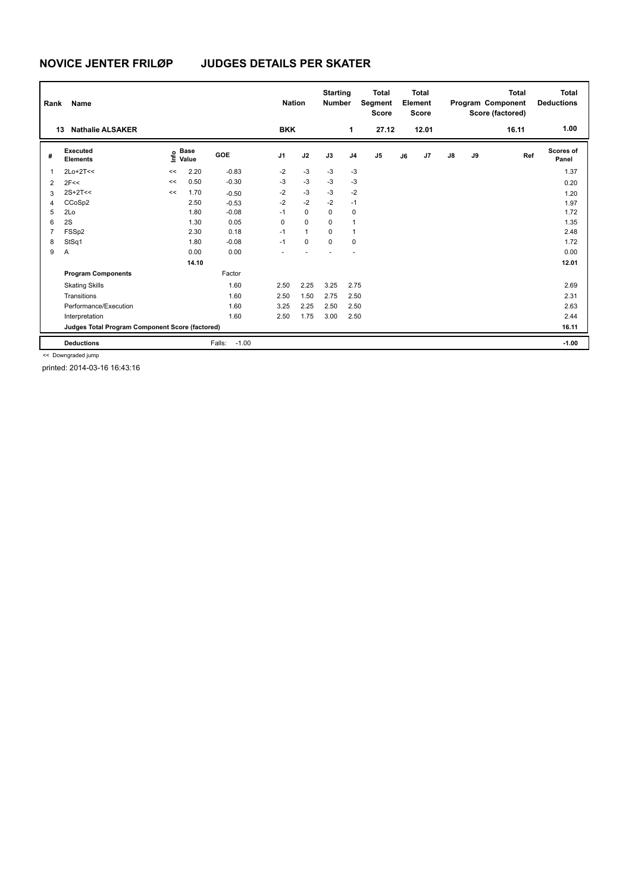## NOVICE JENTER FRILØP JUDGES DETAILS PER SKATER

| Rank | Name | Nation | Starting Number | Total Segment Score | Total Element Score | Total Program Component Score (factored) | Total Deductions |
|---|---|---|---|---|---|---|---|
| 13 | Nathalie ALSAKER | BKK | 1 | 27.12 | 12.01 | 16.11 | 1.00 |

| # | Executed Elements | Info | Base Value | GOE | J1 | J2 | J3 | J4 | J5 | J6 | J7 | J8 | J9 | Ref | Scores of Panel |
|---|---|---|---|---|---|---|---|---|---|---|---|---|---|---|---|
| 1 | 2Lo+2T<< | << | 2.20 | -0.83 | -2 | -3 | -3 | -3 | | | | | | | 1.37 |
| 2 | 2F<< | << | 0.50 | -0.30 | -3 | -3 | -3 | -3 | | | | | | | 0.20 |
| 3 | 2S+2T<< | << | 1.70 | -0.50 | -2 | -3 | -3 | -2 | | | | | | | 1.20 |
| 4 | CCoSp2 | | 2.50 | -0.53 | -2 | -2 | -2 | -1 | | | | | | | 1.97 |
| 5 | 2Lo | | 1.80 | -0.08 | -1 | 0 | 0 | 0 | | | | | | | 1.72 |
| 6 | 2S | | 1.30 | 0.05 | 0 | 0 | 0 | 1 | | | | | | | 1.35 |
| 7 | FSSp2 | | 2.30 | 0.18 | -1 | 1 | 0 | 1 | | | | | | | 2.48 |
| 8 | StSq1 | | 1.80 | -0.08 | -1 | 0 | 0 | 0 | | | | | | | 1.72 |
| 9 | A | | 0.00 | 0.00 | - | - | - | - | | | | | | | 0.00 |
| | | | 14.10 | | | | | | | | | | | | 12.01 |
| | **Program Components** | | | Factor | | | | | | | | | | | |
| | Skating Skills | | | 1.60 | 2.50 | 2.25 | 3.25 | 2.75 | | | | | | | 2.69 |
| | Transitions | | | 1.60 | 2.50 | 1.50 | 2.75 | 2.50 | | | | | | | 2.31 |
| | Performance/Execution | | | 1.60 | 3.25 | 2.25 | 2.50 | 2.50 | | | | | | | 2.63 |
| | Interpretation | | | 1.60 | 2.50 | 1.75 | 3.00 | 2.50 | | | | | | | 2.44 |
| | **Judges Total Program Component Score (factored)** | | | | | | | | | | | | | | 16.11 |
| | **Deductions** | | | Falls: -1.00 | | | | | | | | | | | -1.00 |

<< Downgraded jump

printed: 2014-03-16 16:43:16